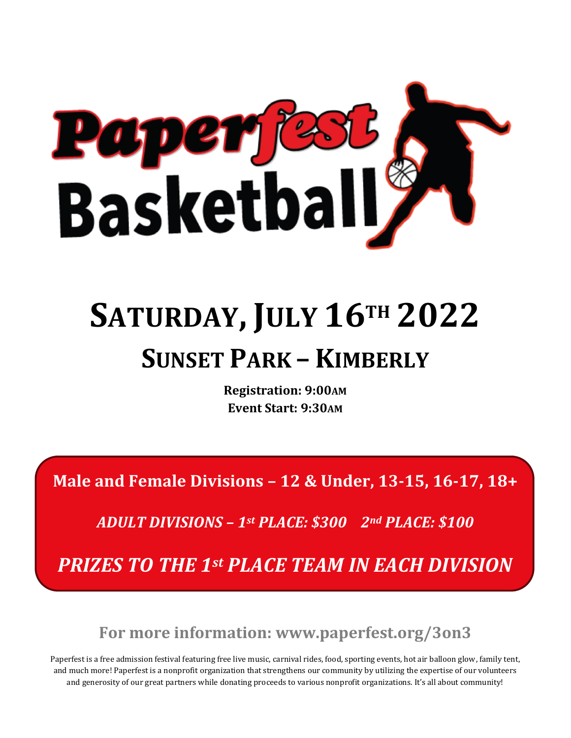# Paperfest Basketball

## SATURDAY, JULY 16TH 2022

## SUNSET PARK – KIMBERLY

**Registration: 9:00AM**
**Event Start: 9:30AM**

**Male and Female Divisions – 12 & Under, 13-15, 16-17, 18+**

***ADULT DIVISIONS – 1st PLACE: $300 2nd PLACE: $100***

***PRIZES TO THE 1st PLACE TEAM IN EACH DIVISION***

**For more information: www.paperfest.org/3on3**

Paperfest is a free admission festival featuring free live music, carnival rides, food, sporting events, hot air balloon glow, family tent, and much more! Paperfest is a nonprofit organization that strengthens our community by utilizing the expertise of our volunteers and generosity of our great partners while donating proceeds to various nonprofit organizations. It's all about community!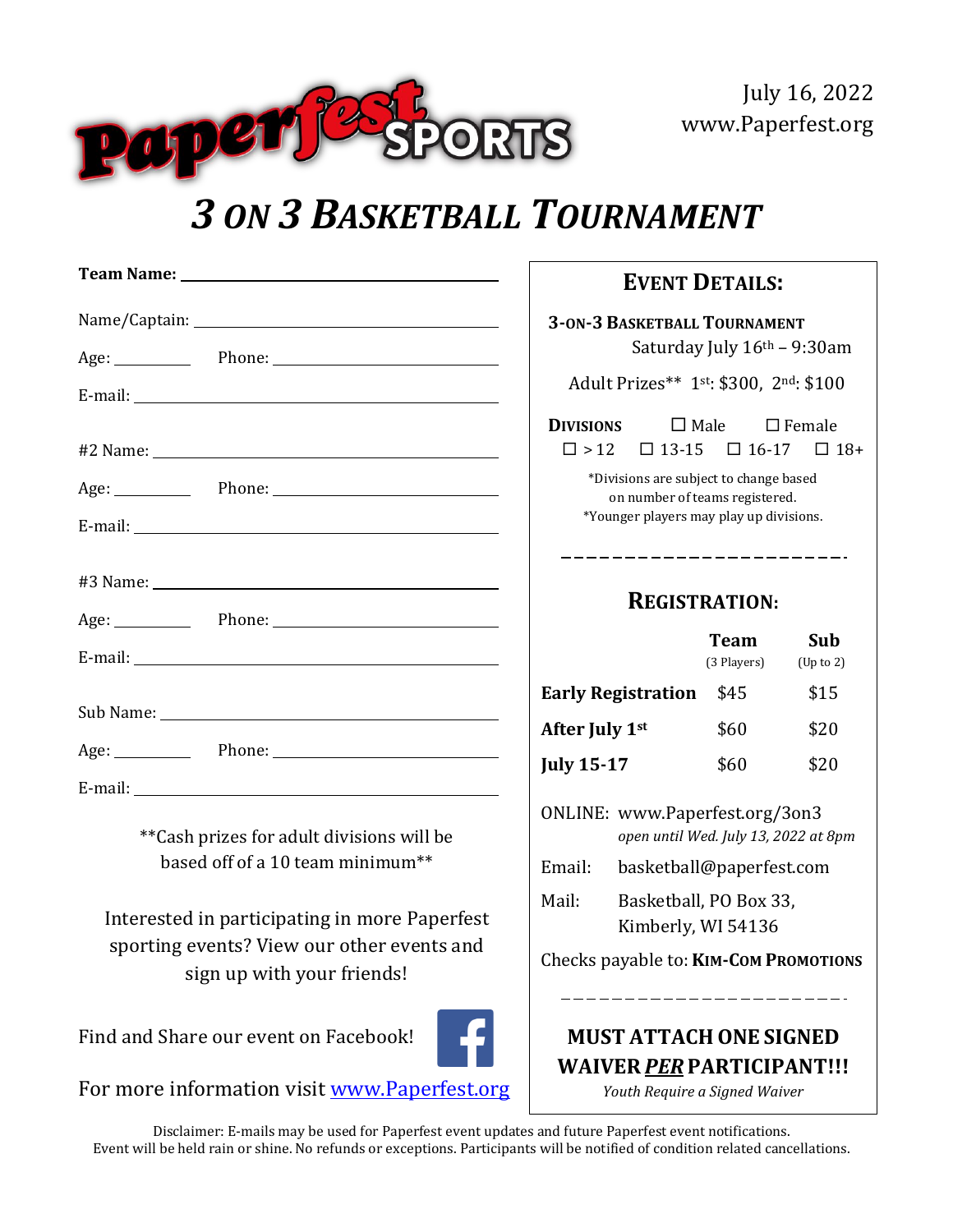Paperfest SPORTS

July 16, 2022
www.Paperfest.org

# 3 ON 3 BASKETBALL TOURNAMENT

**Team Name:** ______________________

Name/Captain: ______________________

Age: ________ Phone: ______________________

E-mail: ______________________

#2 Name: ______________________

Age: ________ Phone: ______________________

E-mail: ______________________

#3 Name: ______________________

Age: ________ Phone: ______________________

E-mail: ______________________

Sub Name: ______________________

Age: ________ Phone: ______________________

E-mail: ______________________

**Cash prizes for adult divisions will be based off of a 10 team minimum**

Interested in participating in more Paperfest sporting events? View our other events and sign up with your friends!

Find and Share our event on Facebook!

For more information visit www.Paperfest.org

## EVENT DETAILS:

**3-ON-3 BASKETBALL TOURNAMENT**
Saturday July 16th – 9:30am

Adult Prizes** 1st: $300, 2nd: $100

**DIVISIONS** ☐ Male ☐ Female
☐ > 12 ☐ 13-15 ☐ 16-17 ☐ 18+

*Divisions are subject to change based on number of teams registered.
*Younger players may play up divisions.

## REGISTRATION:

| | Team (3 Players) | Sub (Up to 2) |
|---|---|---|
| **Early Registration** | $45 | $15 |
| **After July 1st** | $60 | $20 |
| **July 15-17** | $60 | $20 |

ONLINE: www.Paperfest.org/3on3
*open until Wed. July 13, 2022 at 8pm*

Email: basketball@paperfest.com

Mail: Basketball, PO Box 33, Kimberly, WI 54136

Checks payable to: **KIM-COM PROMOTIONS**

**MUST ATTACH ONE SIGNED WAIVER *PER* PARTICIPANT!!!**
*Youth Require a Signed Waiver*

Disclaimer: E-mails may be used for Paperfest event updates and future Paperfest event notifications.
Event will be held rain or shine. No refunds or exceptions. Participants will be notified of condition related cancellations.